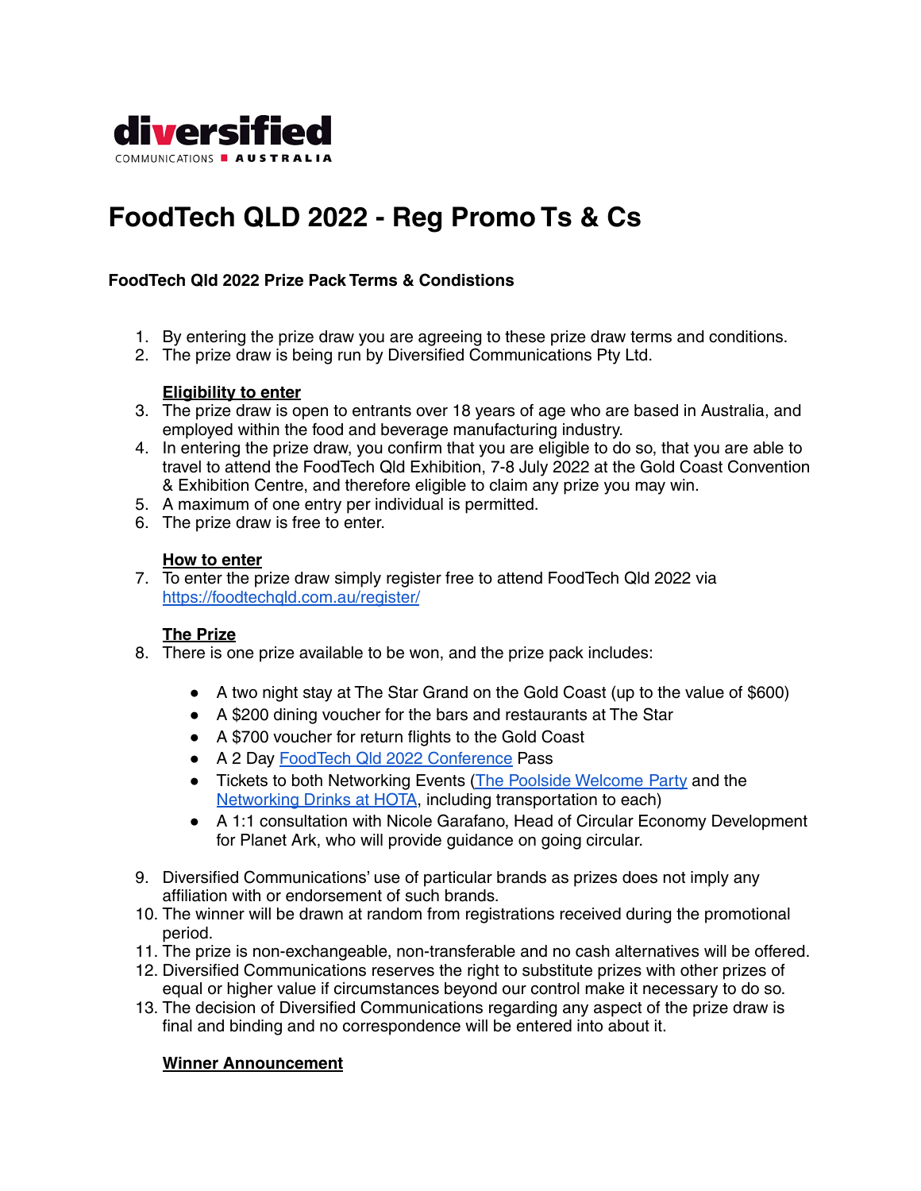diversified
COMMUNICATIONS AUSTRALIA

# FoodTech QLD 2022 - Reg Promo Ts & Cs

**FoodTech Qld 2022 Prize Pack Terms & Condistions**

1. By entering the prize draw you are agreeing to these prize draw terms and conditions.
2. The prize draw is being run by Diversified Communications Pty Ltd.

**Eligibility to enter**

3. The prize draw is open to entrants over 18 years of age who are based in Australia, and employed within the food and beverage manufacturing industry.
4. In entering the prize draw, you confirm that you are eligible to do so, that you are able to travel to attend the FoodTech Qld Exhibition, 7-8 July 2022 at the Gold Coast Convention & Exhibition Centre, and therefore eligible to claim any prize you may win.
5. A maximum of one entry per individual is permitted.
6. The prize draw is free to enter.

**How to enter**

7. To enter the prize draw simply register free to attend FoodTech Qld 2022 via [https://foodtechqld.com.au/register/](https://foodtechqld.com.au/register/)

**The Prize**

8. There is one prize available to be won, and the prize pack includes:

   - A two night stay at The Star Grand on the Gold Coast (up to the value of $600)
   - A $200 dining voucher for the bars and restaurants at The Star
   - A $700 voucher for return flights to the Gold Coast
   - A 2 Day FoodTech Qld 2022 Conference Pass
   - Tickets to both Networking Events (The Poolside Welcome Party and the Networking Drinks at HOTA, including transportation to each)
   - A 1:1 consultation with Nicole Garafano, Head of Circular Economy Development for Planet Ark, who will provide guidance on going circular.

9. Diversified Communications' use of particular brands as prizes does not imply any affiliation with or endorsement of such brands.
10. The winner will be drawn at random from registrations received during the promotional period.
11. The prize is non-exchangeable, non-transferable and no cash alternatives will be offered.
12. Diversified Communications reserves the right to substitute prizes with other prizes of equal or higher value if circumstances beyond our control make it necessary to do so.
13. The decision of Diversified Communications regarding any aspect of the prize draw is final and binding and no correspondence will be entered into about it.

**Winner Announcement**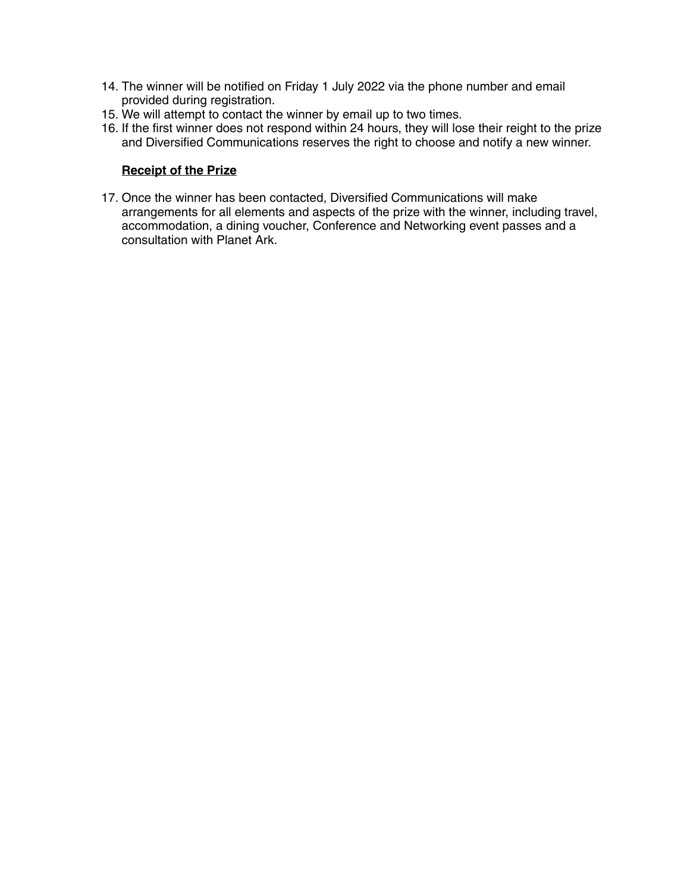14. The winner will be notified on Friday 1 July 2022 via the phone number and email provided during registration.
15. We will attempt to contact the winner by email up to two times.
16. If the first winner does not respond within 24 hours, they will lose their reight to the prize and Diversified Communications reserves the right to choose and notify a new winner.

**<u>Receipt of the Prize</u>**

17. Once the winner has been contacted, Diversified Communications will make arrangements for all elements and aspects of the prize with the winner, including travel, accommodation, a dining voucher, Conference and Networking event passes and a consultation with Planet Ark.